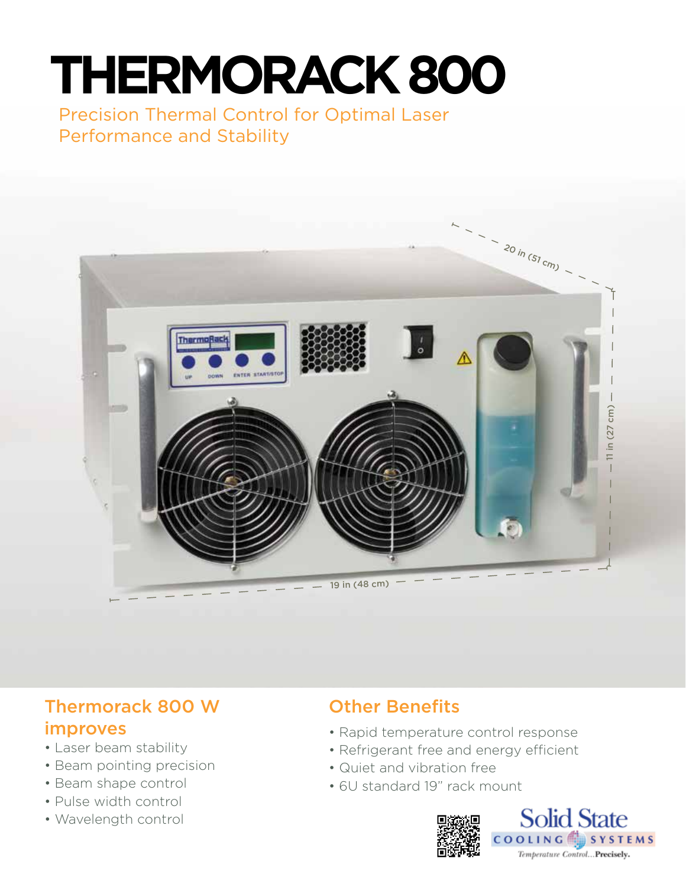# THERMORACK 800

Precision Thermal Control for Optimal Laser Performance and Stability

20 in (51 cm)

11 in (27 cm)

19 in (48 cm)

## Thermorack 800 W improves

- Laser beam stability
- Beam pointing precision
- Beam shape control
- Pulse width control
- Wavelength control

## Other Benefits

- Rapid temperature control response
- Refrigerant free and energy efficient
- Quiet and vibration free
- 6U standard 19" rack mount

Solid State COOLING SYSTEMS

*Temperature Control...***Precisely.**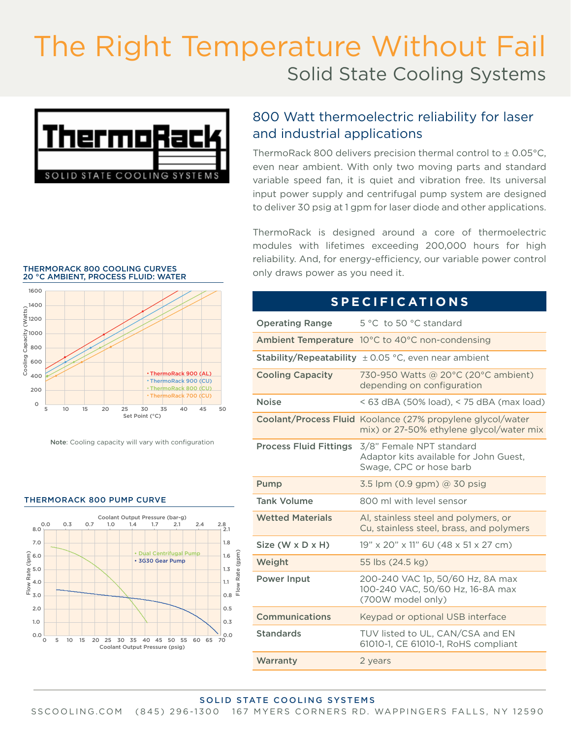# The Right Temperature Without Fail

## Solid State Cooling Systems

ThermoRack

SOLID STATE COOLING SYSTEMS

## 800 Watt thermoelectric reliability for laser and industrial applications

ThermoRack 800 delivers precision thermal control to ± 0.05°C, even near ambient. With only two moving parts and standard variable speed fan, it is quiet and vibration free. Its universal input power supply and centrifugal pump system are designed to deliver 30 psig at 1 gpm for laser diode and other applications.

ThermoRack is designed around a core of thermoelectric modules with lifetimes exceeding 200,000 hours for high reliability. And, for energy-efficiency, our variable power control only draws power as you need it.

### THERMORACK 800 COOLING CURVES
### 20 °C AMBIENT, PROCESS FLUID: WATER

Cooling Capacity (Watts)
0
200
400
600
800
1000
1200
1400
1600

Set Point (°C)
5 10 15 20 25 30 35 40 45 50

• ThermoRack 900 (AL)
• ThermoRack 900 (CU)
• ThermoRack 800 (CU)
• ThermoRack 700 (CU)

**Note**: Cooling capacity will vary with configuration

### THERMORACK 800 PUMP CURVE

Coolant Output Pressure (bar-g)
0.0 0.3 0.7 1.0 1.4 1.7 2.1 2.4 2.8

Flow Rate (lpm)
0.0 1.0 2.0 3.0 4.0 5.0 6.0 7.0 8.0

Flow Rate (gpm)
0.0 0.3 0.5 0.8 1.1 1.3 1.6 1.8 2.1

Coolant Output Pressure (psig)
0 5 10 15 20 25 30 35 40 45 50 55 60 65 70

• Dual Centrifugal Pump
• 3G30 Gear Pump

## SPECIFICATIONS

| | |
|---|---|
| **Operating Range** | 5 °C to 50 °C standard |
| **Ambient Temperature** | 10°C to 40°C non-condensing |
| **Stability/Repeatability** | ± 0.05 °C, even near ambient |
| **Cooling Capacity** | 730-950 Watts @ 20°C (20°C ambient) depending on configuration |
| **Noise** | < 63 dBA (50% load), < 75 dBA (max load) |
| **Coolant/Process Fluid** | Koolance (27% propylene glycol/water mix) or 27-50% ethylene glycol/water mix |
| **Process Fluid Fittings** | 3/8" Female NPT standard<br>Adaptor kits available for John Guest, Swage, CPC or hose barb |
| **Pump** | 3.5 lpm (0.9 gpm) @ 30 psig |
| **Tank Volume** | 800 ml with level sensor |
| **Wetted Materials** | Al, stainless steel and polymers, or<br>Cu, stainless steel, brass, and polymers |
| **Size (W x D x H)** | 19" x 20" x 11" 6U (48 x 51 x 27 cm) |
| **Weight** | 55 lbs (24.5 kg) |
| **Power Input** | 200-240 VAC 1p, 50/60 Hz, 8A max<br>100-240 VAC, 50/60 Hz, 16-8A max (700W model only) |
| **Communications** | Keypad or optional USB interface |
| **Standards** | TUV listed to UL, CAN/CSA and EN 61010-1, CE 61010-1, RoHS compliant |
| **Warranty** | 2 years |

SOLID STATE COOLING SYSTEMS

SSCOOLING.COM (845) 296-1300 167 MYERS CORNERS RD. WAPPINGERS FALLS, NY 12590